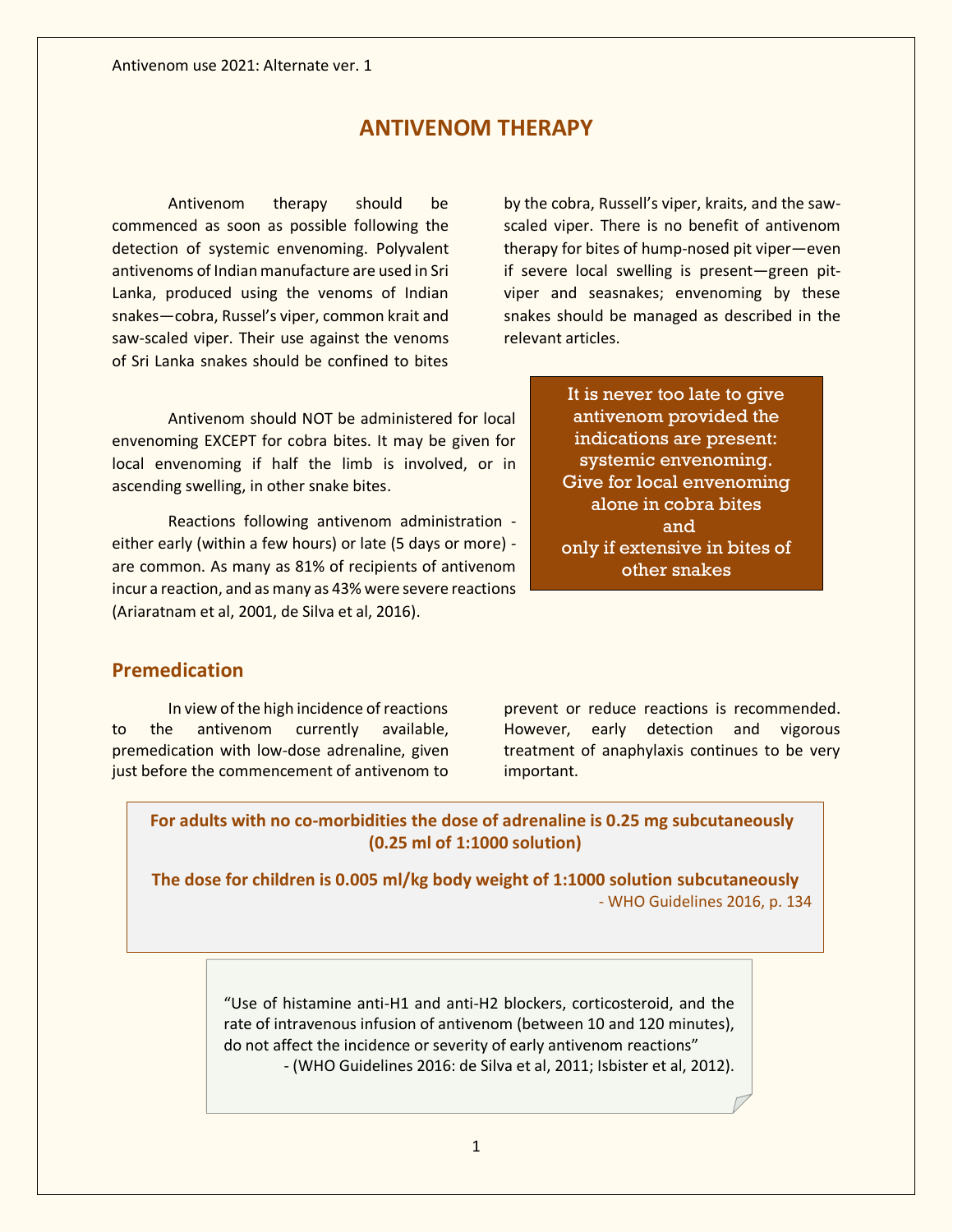Antivenom use 2021: Alternate ver. 1

# ANTIVENOM THERAPY

Antivenom therapy should be commenced as soon as possible following the detection of systemic envenoming. Polyvalent antivenoms of Indian manufacture are used in Sri Lanka, produced using the venoms of Indian snakes—cobra, Russel's viper, common krait and saw-scaled viper. Their use against the venoms of Sri Lanka snakes should be confined to bites by the cobra, Russell's viper, kraits, and the saw-scaled viper. There is no benefit of antivenom therapy for bites of hump-nosed pit viper—even if severe local swelling is present—green pit-viper and seasnakes; envenoming by these snakes should be managed as described in the relevant articles.

Antivenom should NOT be administered for local envenoming EXCEPT for cobra bites. It may be given for local envenoming if half the limb is involved, or in ascending swelling, in other snake bites.

Reactions following antivenom administration - either early (within a few hours) or late (5 days or more) - are common. As many as 81% of recipients of antivenom incur a reaction, and as many as 43% were severe reactions (Ariaratnam et al, 2001, de Silva et al, 2016).

> It is never too late to give antivenom provided the indications are present: systemic envenoming.
> Give for local envenoming alone in cobra bites
> and
> only if extensive in bites of other snakes

## Premedication

In view of the high incidence of reactions to the antivenom currently available, premedication with low-dose adrenaline, given just before the commencement of antivenom to prevent or reduce reactions is recommended. However, early detection and vigorous treatment of anaphylaxis continues to be very important.

> **For adults with no co-morbidities the dose of adrenaline is 0.25 mg subcutaneously (0.25 ml of 1:1000 solution)**
>
> **The dose for children is 0.005 ml/kg body weight of 1:1000 solution subcutaneously**
>
> - WHO Guidelines 2016, p. 134

> "Use of histamine anti-H1 and anti-H2 blockers, corticosteroid, and the rate of intravenous infusion of antivenom (between 10 and 120 minutes), do not affect the incidence or severity of early antivenom reactions"
>
> - (WHO Guidelines 2016: de Silva et al, 2011; Isbister et al, 2012).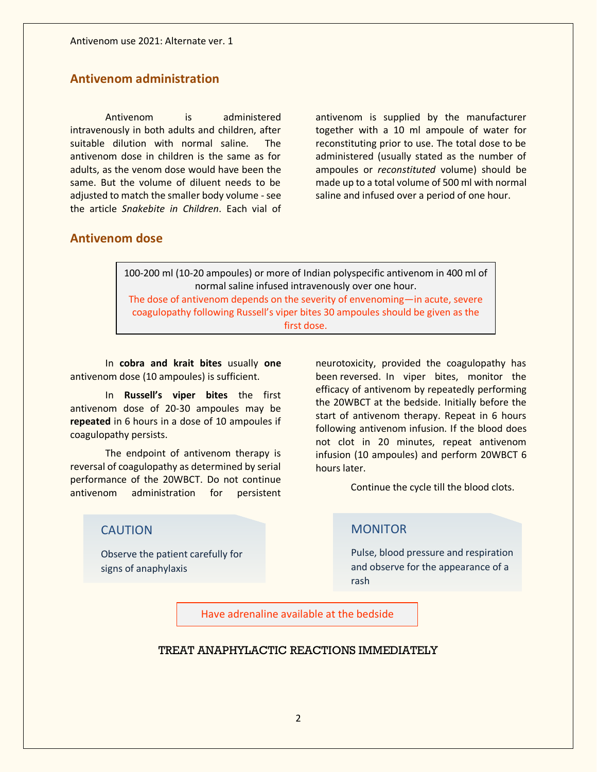## Antivenom administration

Antivenom is administered intravenously in both adults and children, after suitable dilution with normal saline. The antivenom dose in children is the same as for adults, as the venom dose would have been the same. But the volume of diluent needs to be adjusted to match the smaller body volume - see the article *Snakebite in Children*. Each vial of antivenom is supplied by the manufacturer together with a 10 ml ampoule of water for reconstituting prior to use. The total dose to be administered (usually stated as the number of ampoules or *reconstituted* volume) should be made up to a total volume of 500 ml with normal saline and infused over a period of one hour.

## Antivenom dose

100-200 ml (10-20 ampoules) or more of Indian polyspecific antivenom in 400 ml of normal saline infused intravenously over one hour.

The dose of antivenom depends on the severity of envenoming—in acute, severe coagulopathy following Russell's viper bites 30 ampoules should be given as the first dose.

In **cobra and krait bites** usually **one** antivenom dose (10 ampoules) is sufficient.

In **Russell's viper bites** the first antivenom dose of 20-30 ampoules may be **repeated** in 6 hours in a dose of 10 ampoules if coagulopathy persists.

The endpoint of antivenom therapy is reversal of coagulopathy as determined by serial performance of the 20WBCT. Do not continue antivenom administration for persistent neurotoxicity, provided the coagulopathy has been reversed. In viper bites, monitor the efficacy of antivenom by repeatedly performing the 20WBCT at the bedside. Initially before the start of antivenom therapy. Repeat in 6 hours following antivenom infusion. If the blood does not clot in 20 minutes, repeat antivenom infusion (10 ampoules) and perform 20WBCT 6 hours later.

Continue the cycle till the blood clots.

**CAUTION**

Observe the patient carefully for signs of anaphylaxis

**MONITOR**

Pulse, blood pressure and respiration and observe for the appearance of a rash

Have adrenaline available at the bedside

TREAT ANAPHYLACTIC REACTIONS IMMEDIATELY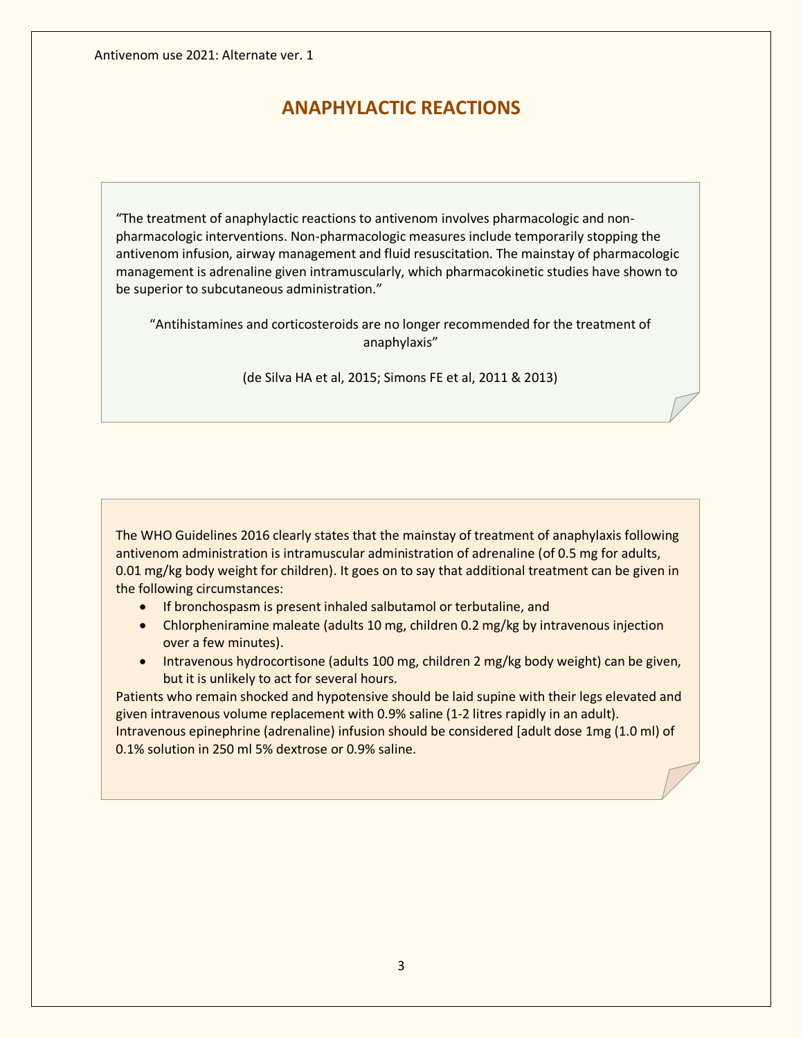# ANAPHYLACTIC REACTIONS

"The treatment of anaphylactic reactions to antivenom involves pharmacologic and non-pharmacologic interventions. Non-pharmacologic measures include temporarily stopping the antivenom infusion, airway management and fluid resuscitation. The mainstay of pharmacologic management is adrenaline given intramuscularly, which pharmacokinetic studies have shown to be superior to subcutaneous administration."

"Antihistamines and corticosteroids are no longer recommended for the treatment of anaphylaxis"

(de Silva HA et al, 2015; Simons FE et al, 2011 & 2013)

The WHO Guidelines 2016 clearly states that the mainstay of treatment of anaphylaxis following antivenom administration is intramuscular administration of adrenaline (of 0.5 mg for adults, 0.01 mg/kg body weight for children). It goes on to say that additional treatment can be given in the following circumstances:

- If bronchospasm is present inhaled salbutamol or terbutaline, and
- Chlorpheniramine maleate (adults 10 mg, children 0.2 mg/kg by intravenous injection over a few minutes).
- Intravenous hydrocortisone (adults 100 mg, children 2 mg/kg body weight) can be given, but it is unlikely to act for several hours.

Patients who remain shocked and hypotensive should be laid supine with their legs elevated and given intravenous volume replacement with 0.9% saline (1-2 litres rapidly in an adult). Intravenous epinephrine (adrenaline) infusion should be considered [adult dose 1mg (1.0 ml) of 0.1% solution in 250 ml 5% dextrose or 0.9% saline.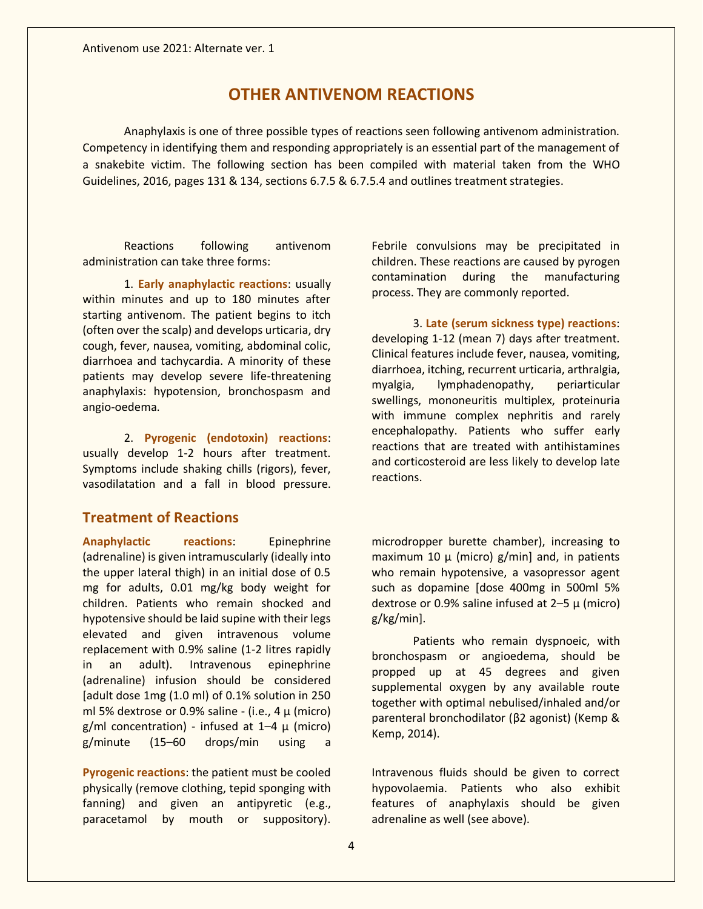Antivenom use 2021: Alternate ver. 1

# OTHER ANTIVENOM REACTIONS

Anaphylaxis is one of three possible types of reactions seen following antivenom administration. Competency in identifying them and responding appropriately is an essential part of the management of a snakebite victim. The following section has been compiled with material taken from the WHO Guidelines, 2016, pages 131 & 134, sections 6.7.5 & 6.7.5.4 and outlines treatment strategies.

Reactions following antivenom administration can take three forms:

1. **Early anaphylactic reactions**: usually within minutes and up to 180 minutes after starting antivenom. The patient begins to itch (often over the scalp) and develops urticaria, dry cough, fever, nausea, vomiting, abdominal colic, diarrhoea and tachycardia. A minority of these patients may develop severe life-threatening anaphylaxis: hypotension, bronchospasm and angio-oedema.

2. **Pyrogenic (endotoxin) reactions**: usually develop 1-2 hours after treatment. Symptoms include shaking chills (rigors), fever, vasodilatation and a fall in blood pressure. Febrile convulsions may be precipitated in children. These reactions are caused by pyrogen contamination during the manufacturing process. They are commonly reported.

3. **Late (serum sickness type) reactions**: developing 1-12 (mean 7) days after treatment. Clinical features include fever, nausea, vomiting, diarrhoea, itching, recurrent urticaria, arthralgia, myalgia, lymphadenopathy, periarticular swellings, mononeuritis multiplex, proteinuria with immune complex nephritis and rarely encephalopathy. Patients who suffer early reactions that are treated with antihistamines and corticosteroid are less likely to develop late reactions.

## Treatment of Reactions

**Anaphylactic reactions**: Epinephrine (adrenaline) is given intramuscularly (ideally into the upper lateral thigh) in an initial dose of 0.5 mg for adults, 0.01 mg/kg body weight for children. Patients who remain shocked and hypotensive should be laid supine with their legs elevated and given intravenous volume replacement with 0.9% saline (1-2 litres rapidly in an adult). Intravenous epinephrine (adrenaline) infusion should be considered [adult dose 1mg (1.0 ml) of 0.1% solution in 250 ml 5% dextrose or 0.9% saline - (i.e., 4 μ (micro) g/ml concentration) - infused at 1–4 μ (micro) g/minute (15–60 drops/min using a microdropper burette chamber), increasing to maximum 10 μ (micro) g/min] and, in patients who remain hypotensive, a vasopressor agent such as dopamine [dose 400mg in 500ml 5% dextrose or 0.9% saline infused at 2–5 μ (micro) g/kg/min].

Patients who remain dyspnoeic, with bronchospasm or angioedema, should be propped up at 45 degrees and given supplemental oxygen by any available route together with optimal nebulised/inhaled and/or parenteral bronchodilator (β2 agonist) (Kemp & Kemp, 2014).

**Pyrogenic reactions**: the patient must be cooled physically (remove clothing, tepid sponging with fanning) and given an antipyretic (e.g., paracetamol by mouth or suppository). Intravenous fluids should be given to correct hypovolaemia. Patients who also exhibit features of anaphylaxis should be given adrenaline as well (see above).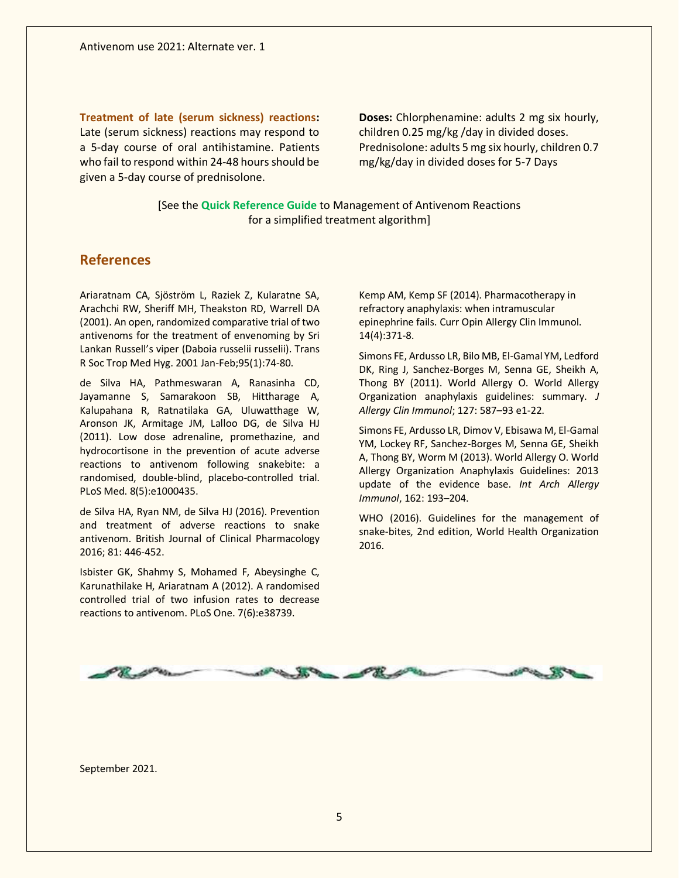**Treatment of late (serum sickness) reactions:** Late (serum sickness) reactions may respond to a 5-day course of oral antihistamine. Patients who fail to respond within 24-48 hours should be given a 5-day course of prednisolone.

**Doses:** Chlorphenamine: adults 2 mg six hourly, children 0.25 mg/kg /day in divided doses. Prednisolone: adults 5 mg six hourly, children 0.7 mg/kg/day in divided doses for 5-7 Days

[See the **Quick Reference Guide** to Management of Antivenom Reactions for a simplified treatment algorithm]

## References

Ariaratnam CA, Sjöström L, Raziek Z, Kularatne SA, Arachchi RW, Sheriff MH, Theakston RD, Warrell DA (2001). An open, randomized comparative trial of two antivenoms for the treatment of envenoming by Sri Lankan Russell's viper (Daboia russelii russelii). Trans R Soc Trop Med Hyg. 2001 Jan-Feb;95(1):74-80.

de Silva HA, Pathmeswaran A, Ranasinha CD, Jayamanne S, Samarakoon SB, Hittharage A, Kalupahana R, Ratnatilaka GA, Uluwatthage W, Aronson JK, Armitage JM, Lalloo DG, de Silva HJ (2011). Low dose adrenaline, promethazine, and hydrocortisone in the prevention of acute adverse reactions to antivenom following snakebite: a randomised, double-blind, placebo-controlled trial. PLoS Med. 8(5):e1000435.

de Silva HA, Ryan NM, de Silva HJ (2016). Prevention and treatment of adverse reactions to snake antivenom. British Journal of Clinical Pharmacology 2016; 81: 446-452.

Isbister GK, Shahmy S, Mohamed F, Abeysinghe C, Karunathilake H, Ariaratnam A (2012). A randomised controlled trial of two infusion rates to decrease reactions to antivenom. PLoS One. 7(6):e38739.

Kemp AM, Kemp SF (2014). Pharmacotherapy in refractory anaphylaxis: when intramuscular epinephrine fails. Curr Opin Allergy Clin Immunol. 14(4):371-8.

Simons FE, Ardusso LR, Bilo MB, El-Gamal YM, Ledford DK, Ring J, Sanchez-Borges M, Senna GE, Sheikh A, Thong BY (2011). World Allergy O. World Allergy Organization anaphylaxis guidelines: summary. *J Allergy Clin Immunol*; 127: 587–93 e1-22.

Simons FE, Ardusso LR, Dimov V, Ebisawa M, El-Gamal YM, Lockey RF, Sanchez-Borges M, Senna GE, Sheikh A, Thong BY, Worm M (2013). World Allergy O. World Allergy Organization Anaphylaxis Guidelines: 2013 update of the evidence base. *Int Arch Allergy Immunol*, 162: 193–204.

WHO (2016). Guidelines for the management of snake-bites, 2nd edition, World Health Organization 2016.

September 2021.